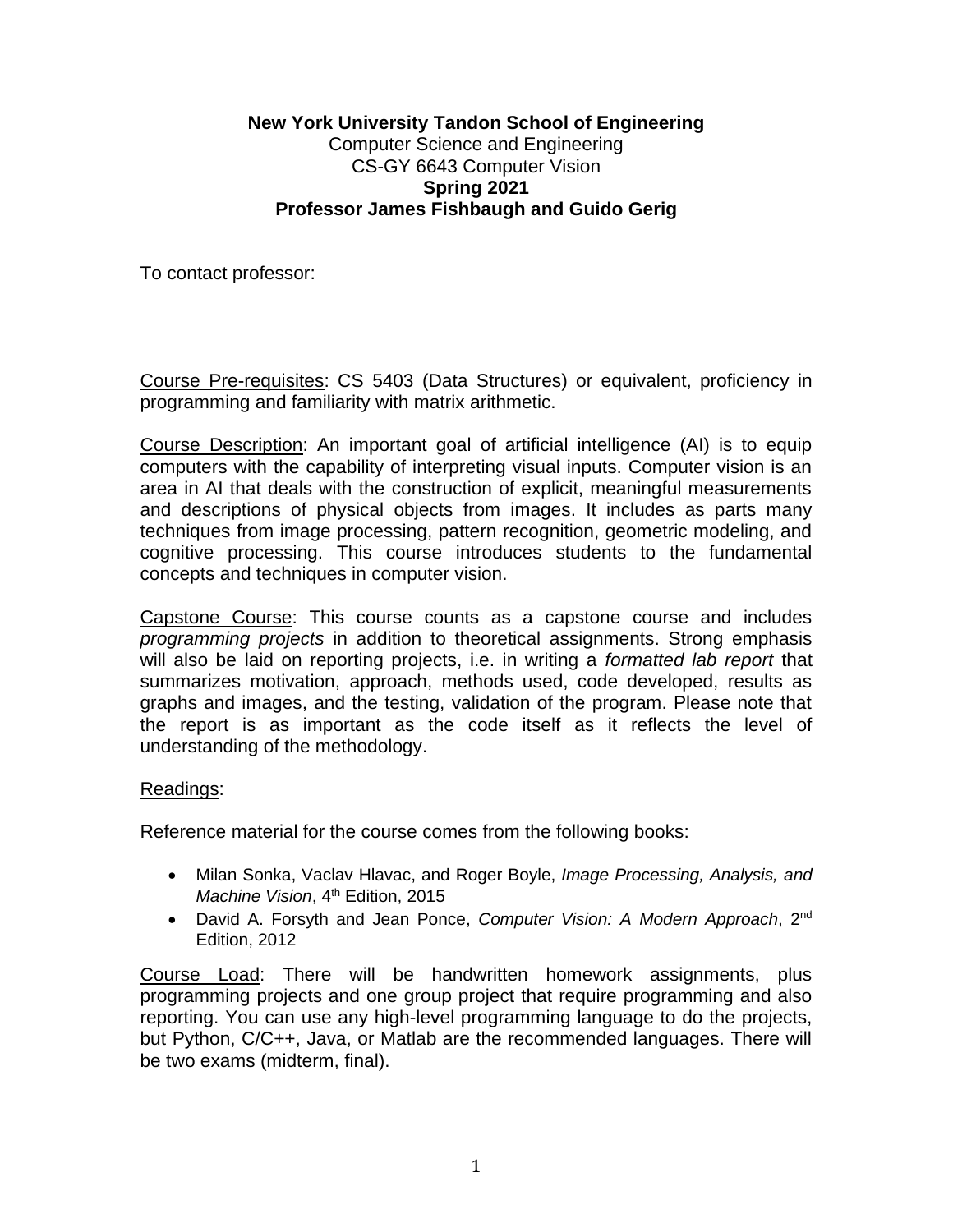**New York University Tandon School of Engineering**
Computer Science and Engineering
CS-GY 6643 Computer Vision
**Spring 2021**
**Professor James Fishbaugh and Guido Gerig**

To contact professor:

Course Pre-requisites: CS 5403 (Data Structures) or equivalent, proficiency in programming and familiarity with matrix arithmetic.

Course Description: An important goal of artificial intelligence (AI) is to equip computers with the capability of interpreting visual inputs. Computer vision is an area in AI that deals with the construction of explicit, meaningful measurements and descriptions of physical objects from images. It includes as parts many techniques from image processing, pattern recognition, geometric modeling, and cognitive processing. This course introduces students to the fundamental concepts and techniques in computer vision.

Capstone Course: This course counts as a capstone course and includes *programming projects* in addition to theoretical assignments. Strong emphasis will also be laid on reporting projects, i.e. in writing a *formatted lab report* that summarizes motivation, approach, methods used, code developed, results as graphs and images, and the testing, validation of the program. Please note that the report is as important as the code itself as it reflects the level of understanding of the methodology.

Readings:

Reference material for the course comes from the following books:

- Milan Sonka, Vaclav Hlavac, and Roger Boyle, *Image Processing, Analysis, and Machine Vision*, 4th Edition, 2015
- David A. Forsyth and Jean Ponce, *Computer Vision: A Modern Approach*, 2nd Edition, 2012

Course Load: There will be handwritten homework assignments, plus programming projects and one group project that require programming and also reporting. You can use any high-level programming language to do the projects, but Python, C/C++, Java, or Matlab are the recommended languages. There will be two exams (midterm, final).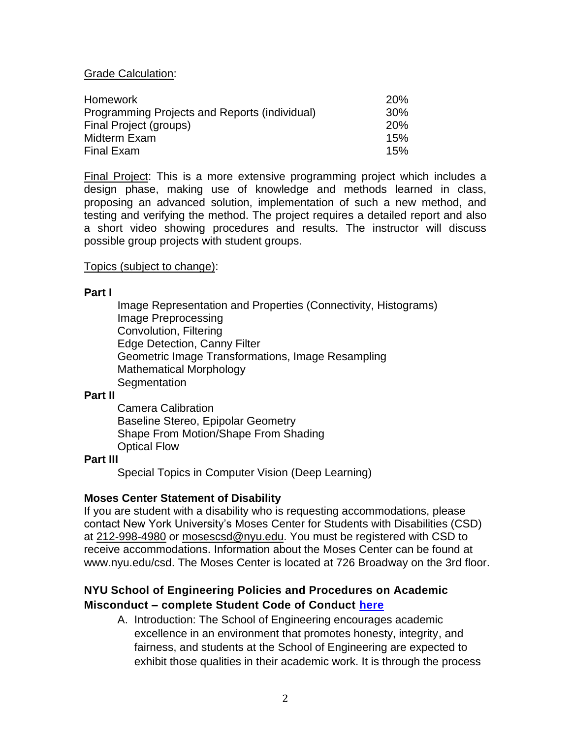Grade Calculation:

| | |
|---|---|
| Homework | 20% |
| Programming Projects and Reports (individual) | 30% |
| Final Project (groups) | 20% |
| Midterm Exam | 15% |
| Final Exam | 15% |

Final Project: This is a more extensive programming project which includes a design phase, making use of knowledge and methods learned in class, proposing an advanced solution, implementation of such a new method, and testing and verifying the method. The project requires a detailed report and also a short video showing procedures and results. The instructor will discuss possible group projects with student groups.

Topics (subject to change):

**Part I**

- Image Representation and Properties (Connectivity, Histograms)
- Image Preprocessing
- Convolution, Filtering
- Edge Detection, Canny Filter
- Geometric Image Transformations, Image Resampling
- Mathematical Morphology
- Segmentation

**Part II**

- Camera Calibration
- Baseline Stereo, Epipolar Geometry
- Shape From Motion/Shape From Shading
- Optical Flow

**Part III**

- Special Topics in Computer Vision (Deep Learning)

**Moses Center Statement of Disability**

If you are student with a disability who is requesting accommodations, please contact New York University's Moses Center for Students with Disabilities (CSD) at 212-998-4980 or mosescsd@nyu.edu. You must be registered with CSD to receive accommodations. Information about the Moses Center can be found at www.nyu.edu/csd. The Moses Center is located at 726 Broadway on the 3rd floor.

### NYU School of Engineering Policies and Procedures on Academic Misconduct – complete Student Code of Conduct here

A. Introduction: The School of Engineering encourages academic excellence in an environment that promotes honesty, integrity, and fairness, and students at the School of Engineering are expected to exhibit those qualities in their academic work. It is through the process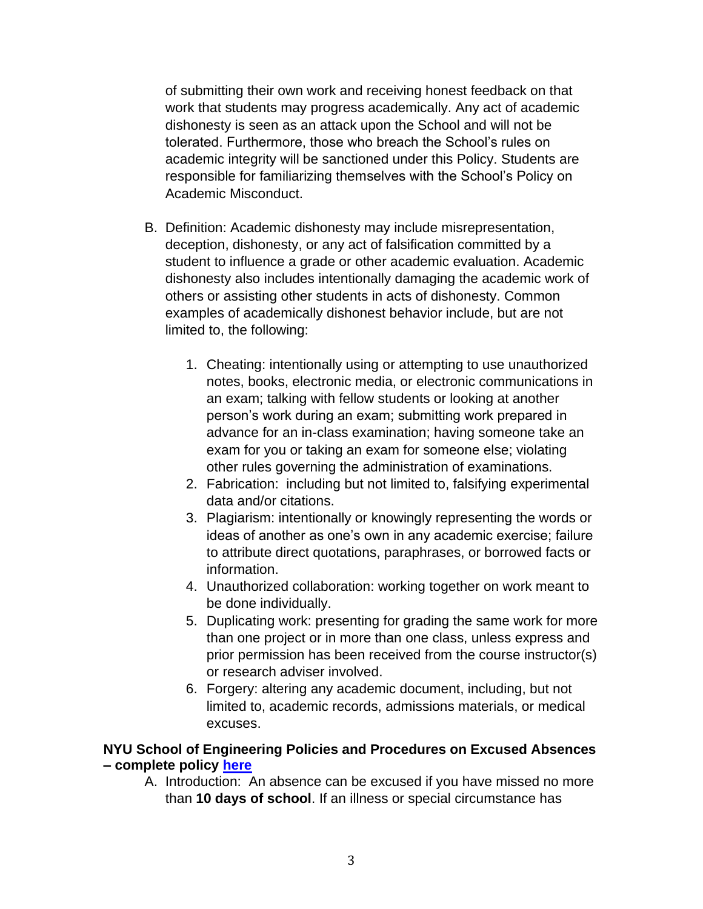of submitting their own work and receiving honest feedback on that work that students may progress academically. Any act of academic dishonesty is seen as an attack upon the School and will not be tolerated. Furthermore, those who breach the School's rules on academic integrity will be sanctioned under this Policy. Students are responsible for familiarizing themselves with the School's Policy on Academic Misconduct.

B. Definition: Academic dishonesty may include misrepresentation, deception, dishonesty, or any act of falsification committed by a student to influence a grade or other academic evaluation. Academic dishonesty also includes intentionally damaging the academic work of others or assisting other students in acts of dishonesty. Common examples of academically dishonest behavior include, but are not limited to, the following:

   1. Cheating: intentionally using or attempting to use unauthorized notes, books, electronic media, or electronic communications in an exam; talking with fellow students or looking at another person's work during an exam; submitting work prepared in advance for an in-class examination; having someone take an exam for you or taking an exam for someone else; violating other rules governing the administration of examinations.
   2. Fabrication: including but not limited to, falsifying experimental data and/or citations.
   3. Plagiarism: intentionally or knowingly representing the words or ideas of another as one's own in any academic exercise; failure to attribute direct quotations, paraphrases, or borrowed facts or information.
   4. Unauthorized collaboration: working together on work meant to be done individually.
   5. Duplicating work: presenting for grading the same work for more than one project or in more than one class, unless express and prior permission has been received from the course instructor(s) or research adviser involved.
   6. Forgery: altering any academic document, including, but not limited to, academic records, admissions materials, or medical excuses.

**NYU School of Engineering Policies and Procedures on Excused Absences – complete policy here**

A. Introduction: An absence can be excused if you have missed no more than **10 days of school**. If an illness or special circumstance has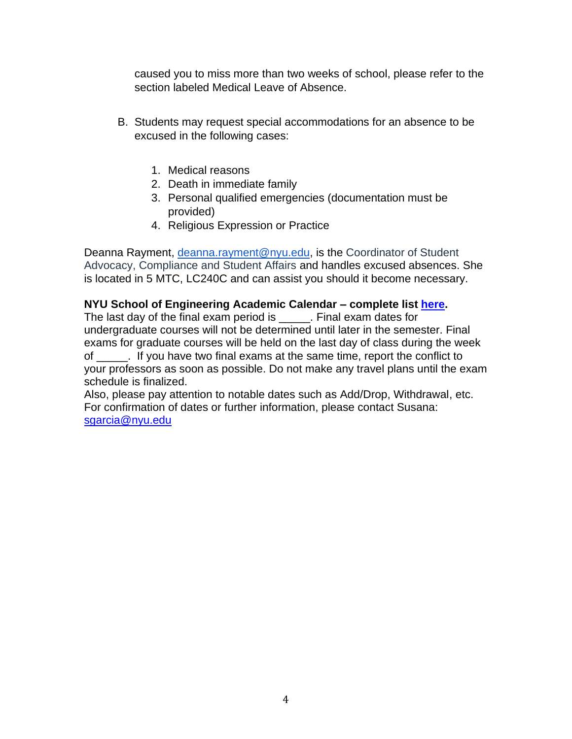caused you to miss more than two weeks of school, please refer to the section labeled Medical Leave of Absence.

B. Students may request special accommodations for an absence to be excused in the following cases:

    1. Medical reasons
    2. Death in immediate family
    3. Personal qualified emergencies (documentation must be provided)
    4. Religious Expression or Practice

Deanna Rayment, deanna.rayment@nyu.edu, is the Coordinator of Student Advocacy, Compliance and Student Affairs and handles excused absences. She is located in 5 MTC, LC240C and can assist you should it become necessary.

**NYU School of Engineering Academic Calendar – complete list here.**
The last day of the final exam period is _____. Final exam dates for undergraduate courses will not be determined until later in the semester. Final exams for graduate courses will be held on the last day of class during the week of _____. If you have two final exams at the same time, report the conflict to your professors as soon as possible. Do not make any travel plans until the exam schedule is finalized.
Also, please pay attention to notable dates such as Add/Drop, Withdrawal, etc. For confirmation of dates or further information, please contact Susana: sgarcia@nyu.edu